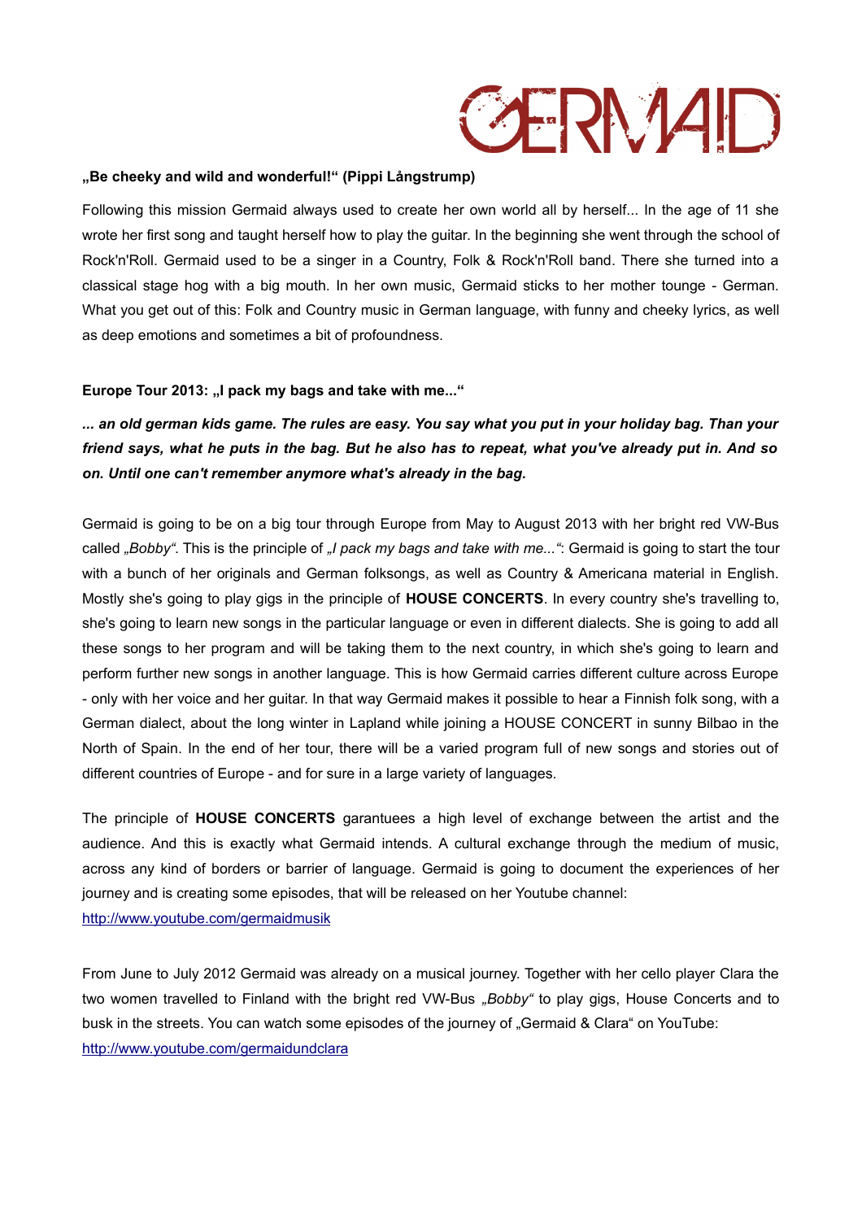# GERMAID

**„Be cheeky and wild and wonderful!“ (Pippi Långstrump)**

Following this mission Germaid always used to create her own world all by herself... In the age of 11 she wrote her first song and taught herself how to play the guitar. In the beginning she went through the school of Rock'n'Roll. Germaid used to be a singer in a Country, Folk & Rock'n'Roll band. There she turned into a classical stage hog with a big mouth. In her own music, Germaid sticks to her mother tounge - German. What you get out of this: Folk and Country music in German language, with funny and cheeky lyrics, as well as deep emotions and sometimes a bit of profoundness.

**Europe Tour 2013: „I pack my bags and take with me...“**

***... an old german kids game. The rules are easy. You say what you put in your holiday bag. Than your friend says, what he puts in the bag. But he also has to repeat, what you've already put in. And so on. Until one can't remember anymore what's already in the bag.***

Germaid is going to be on a big tour through Europe from May to August 2013 with her bright red VW-Bus called *„Bobby“*. This is the principle of *„I pack my bags and take with me...“*: Germaid is going to start the tour with a bunch of her originals and German folksongs, as well as Country & Americana material in English. Mostly she's going to play gigs in the principle of **HOUSE CONCERTS**. In every country she's travelling to, she's going to learn new songs in the particular language or even in different dialects. She is going to add all these songs to her program and will be taking them to the next country, in which she's going to learn and perform further new songs in another language. This is how Germaid carries different culture across Europe - only with her voice and her guitar. In that way Germaid makes it possible to hear a Finnish folk song, with a German dialect, about the long winter in Lapland while joining a HOUSE CONCERT in sunny Bilbao in the North of Spain. In the end of her tour, there will be a varied program full of new songs and stories out of different countries of Europe - and for sure in a large variety of languages.

The principle of **HOUSE CONCERTS** garantuees a high level of exchange between the artist and the audience. And this is exactly what Germaid intends. A cultural exchange through the medium of music, across any kind of borders or barrier of language. Germaid is going to document the experiences of her journey and is creating some episodes, that will be released on her Youtube channel:
[http://www.youtube.com/germaidmusik](http://www.youtube.com/germaidmusik)

From June to July 2012 Germaid was already on a musical journey. Together with her cello player Clara the two women travelled to Finland with the bright red VW-Bus *„Bobby“* to play gigs, House Concerts and to busk in the streets. You can watch some episodes of the journey of „Germaid & Clara“ on YouTube:
[http://www.youtube.com/germaidundclara](http://www.youtube.com/germaidundclara)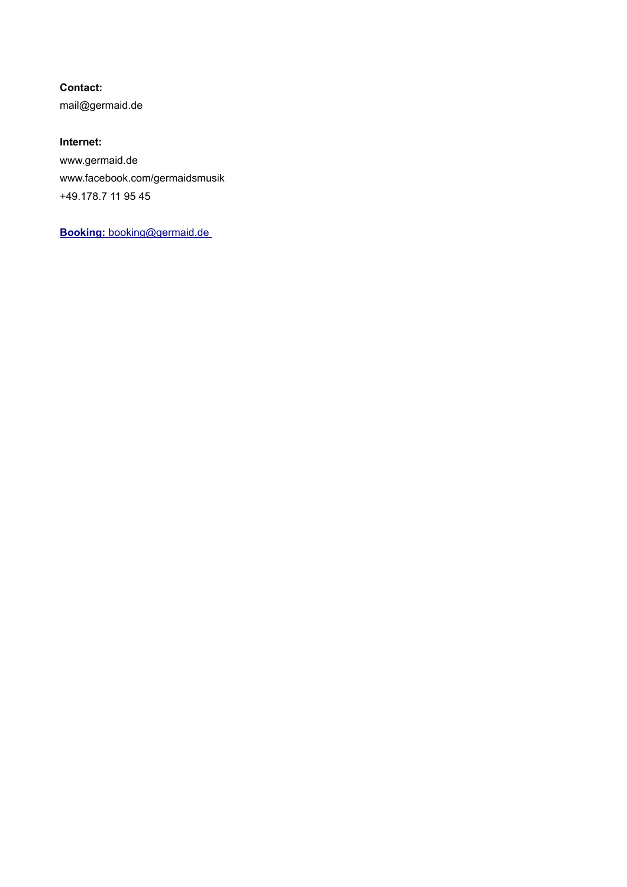**Contact:**
mail@germaid.de

**Internet:**
www.germaid.de
www.facebook.com/germaidsmusik
+49.178.7 11 95 45

**Booking:** booking@germaid.de